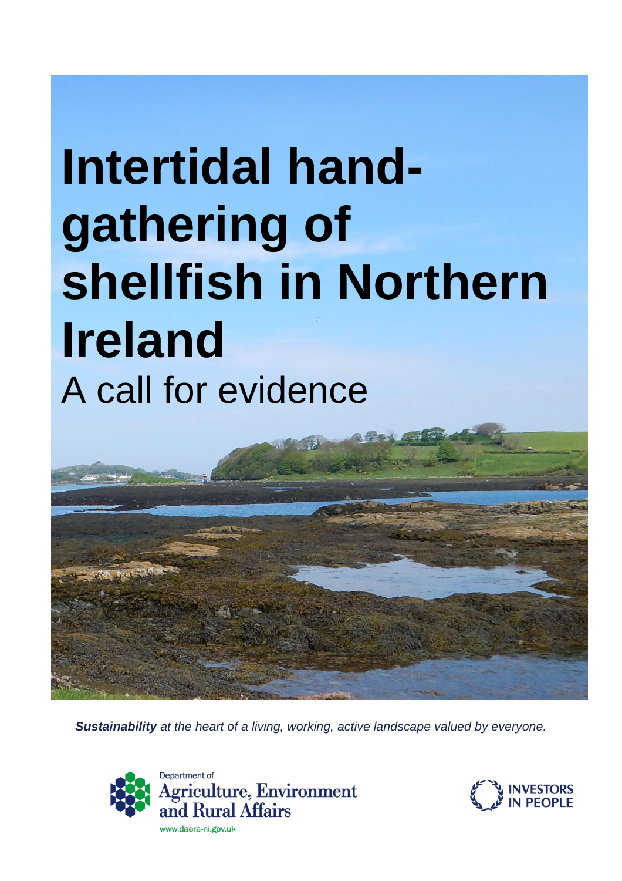# Intertidal hand-gathering of shellfish in Northern Ireland

## A call for evidence

***Sustainability** at the heart of a living, working, active landscape valued by everyone.*

Department of Agriculture, Environment and Rural Affairs

www.daera-ni.gov.uk

INVESTORS IN PEOPLE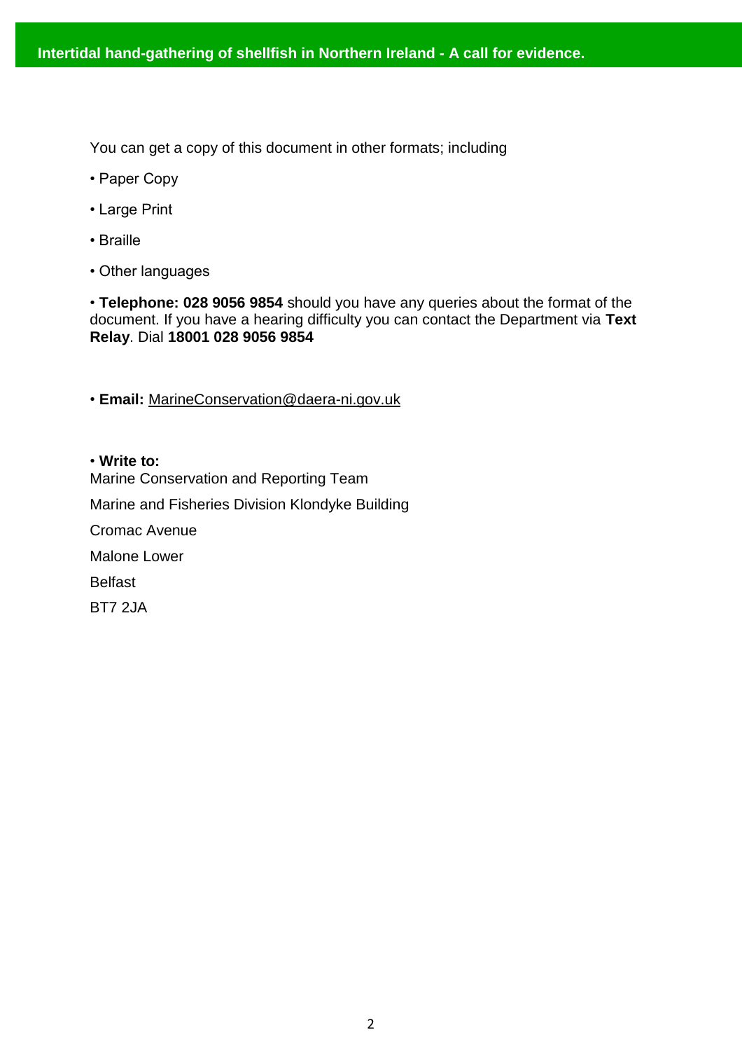You can get a copy of this document in other formats; including

• Paper Copy

• Large Print

• Braille

• Other languages

• **Telephone: 028 9056 9854** should you have any queries about the format of the document. If you have a hearing difficulty you can contact the Department via **Text Relay**. Dial **18001 028 9056 9854**

• **Email:** MarineConservation@daera-ni.gov.uk

• **Write to:**
Marine Conservation and Reporting Team

Marine and Fisheries Division Klondyke Building

Cromac Avenue

Malone Lower

Belfast

BT7 2JA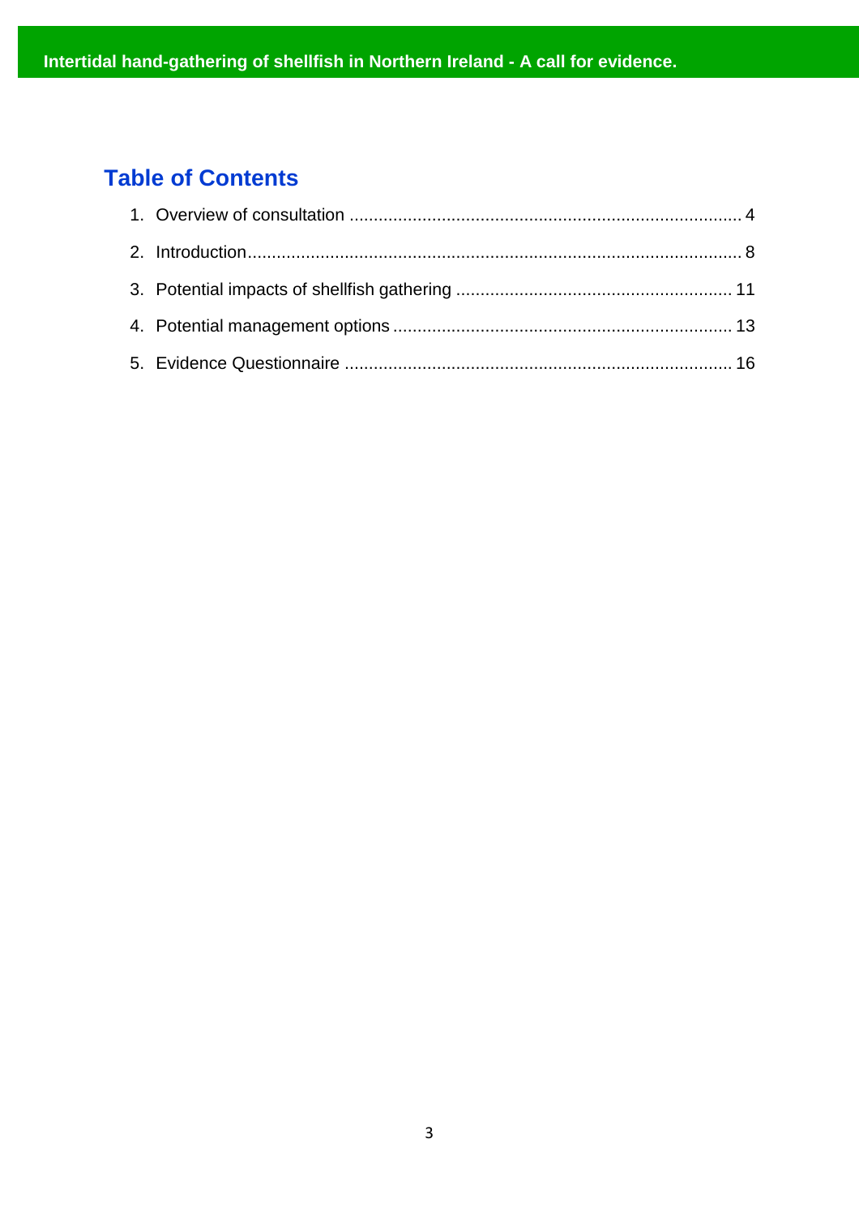# Table of Contents

1. Overview of consultation ................................................................................ 4
2. Introduction..................................................................................................... 8
3. Potential impacts of shellfish gathering ........................................................ 11
4. Potential management options ..................................................................... 13
5. Evidence Questionnaire ............................................................................... 16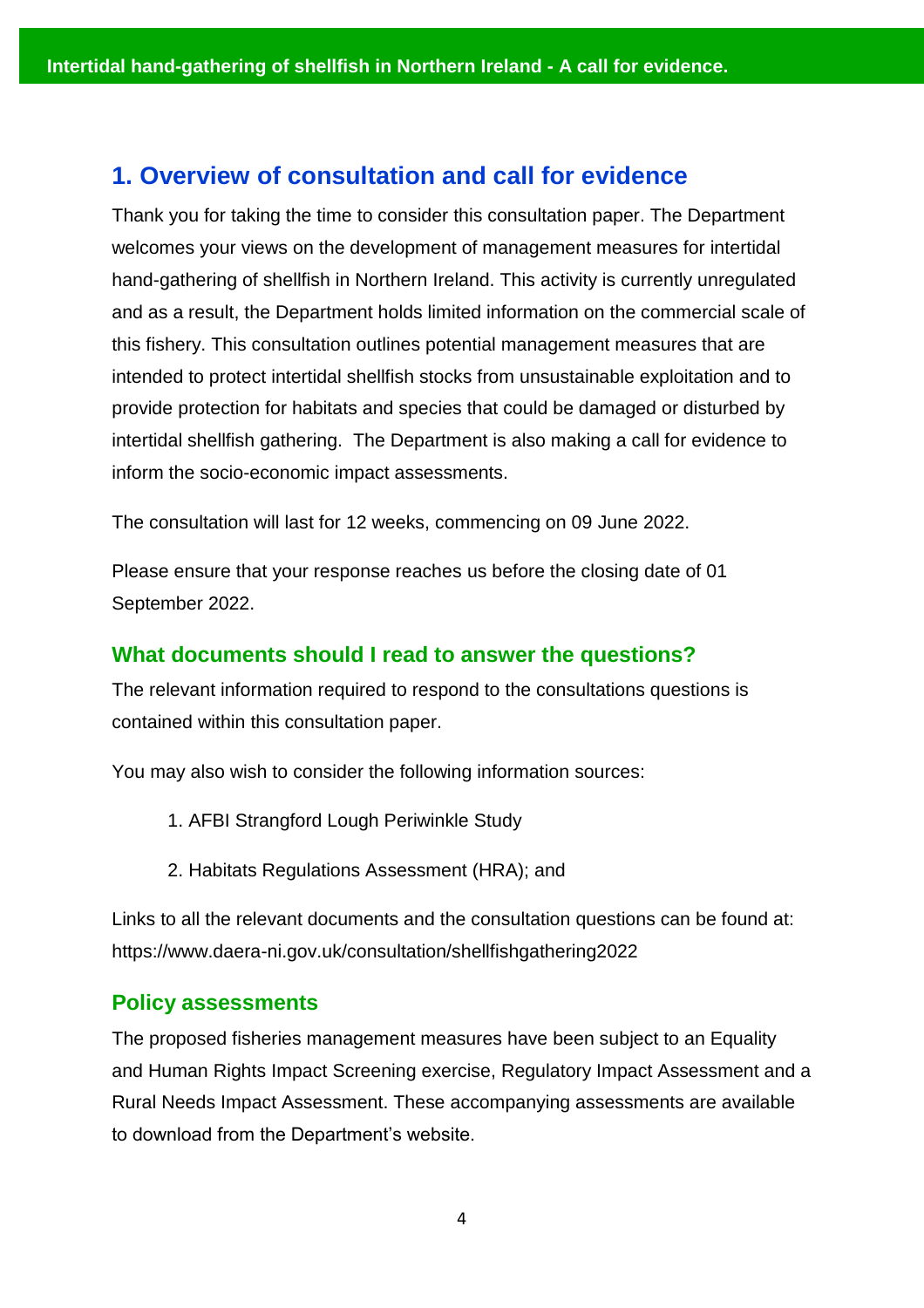## 1. Overview of consultation and call for evidence

Thank you for taking the time to consider this consultation paper. The Department welcomes your views on the development of management measures for intertidal hand-gathering of shellfish in Northern Ireland. This activity is currently unregulated and as a result, the Department holds limited information on the commercial scale of this fishery. This consultation outlines potential management measures that are intended to protect intertidal shellfish stocks from unsustainable exploitation and to provide protection for habitats and species that could be damaged or disturbed by intertidal shellfish gathering. The Department is also making a call for evidence to inform the socio-economic impact assessments.

The consultation will last for 12 weeks, commencing on 09 June 2022.

Please ensure that your response reaches us before the closing date of 01 September 2022.

### What documents should I read to answer the questions?

The relevant information required to respond to the consultations questions is contained within this consultation paper.

You may also wish to consider the following information sources:

1. AFBI Strangford Lough Periwinkle Study
2. Habitats Regulations Assessment (HRA); and

Links to all the relevant documents and the consultation questions can be found at: https://www.daera-ni.gov.uk/consultation/shellfishgathering2022

### Policy assessments

The proposed fisheries management measures have been subject to an Equality and Human Rights Impact Screening exercise, Regulatory Impact Assessment and a Rural Needs Impact Assessment. These accompanying assessments are available to download from the Department's website.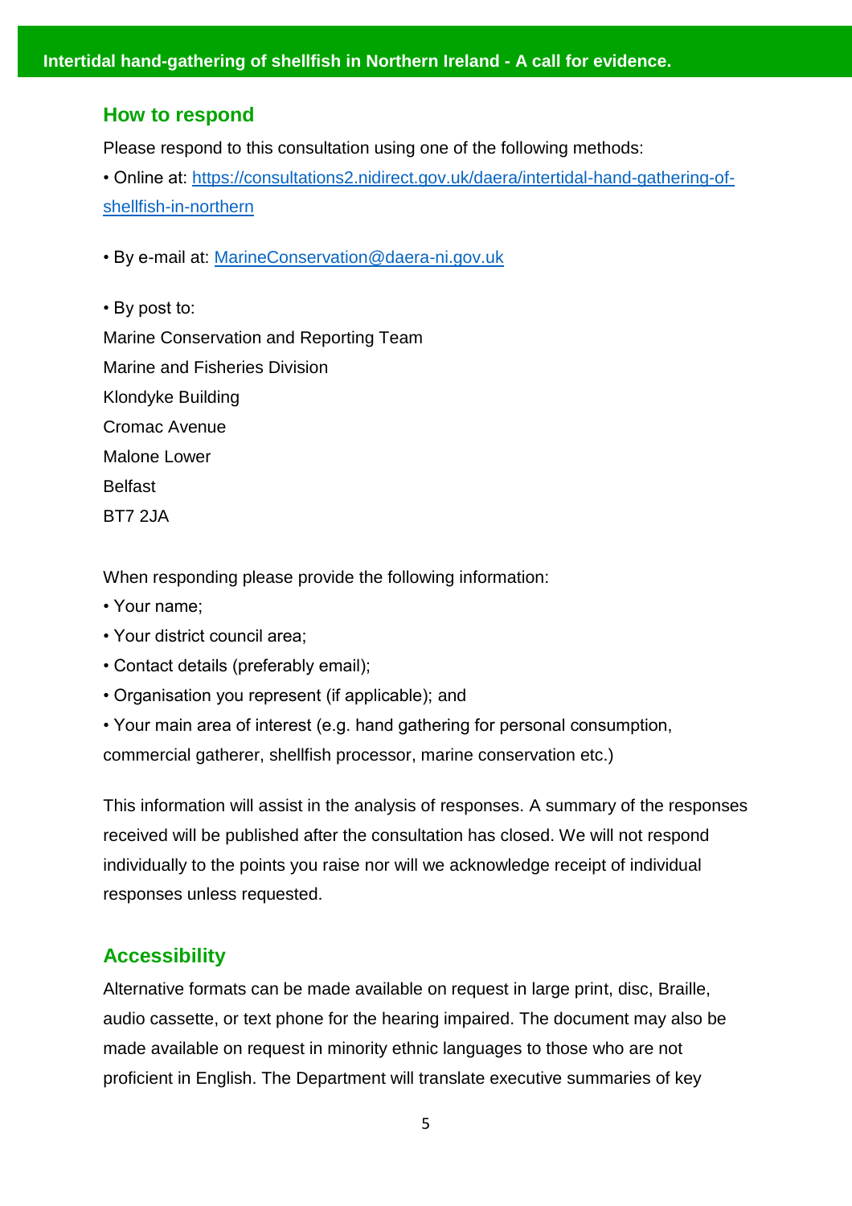## How to respond

Please respond to this consultation using one of the following methods:

• Online at: [https://consultations2.nidirect.gov.uk/daera/intertidal-hand-gathering-of-shellfish-in-northern](https://consultations2.nidirect.gov.uk/daera/intertidal-hand-gathering-of-shellfish-in-northern)

• By e-mail at: [MarineConservation@daera-ni.gov.uk](mailto:MarineConservation@daera-ni.gov.uk)

• By post to:
Marine Conservation and Reporting Team
Marine and Fisheries Division
Klondyke Building
Cromac Avenue
Malone Lower
Belfast
BT7 2JA

When responding please provide the following information:

• Your name;
• Your district council area;
• Contact details (preferably email);
• Organisation you represent (if applicable); and
• Your main area of interest (e.g. hand gathering for personal consumption, commercial gatherer, shellfish processor, marine conservation etc.)

This information will assist in the analysis of responses. A summary of the responses received will be published after the consultation has closed. We will not respond individually to the points you raise nor will we acknowledge receipt of individual responses unless requested.

## Accessibility

Alternative formats can be made available on request in large print, disc, Braille, audio cassette, or text phone for the hearing impaired. The document may also be made available on request in minority ethnic languages to those who are not proficient in English. The Department will translate executive summaries of key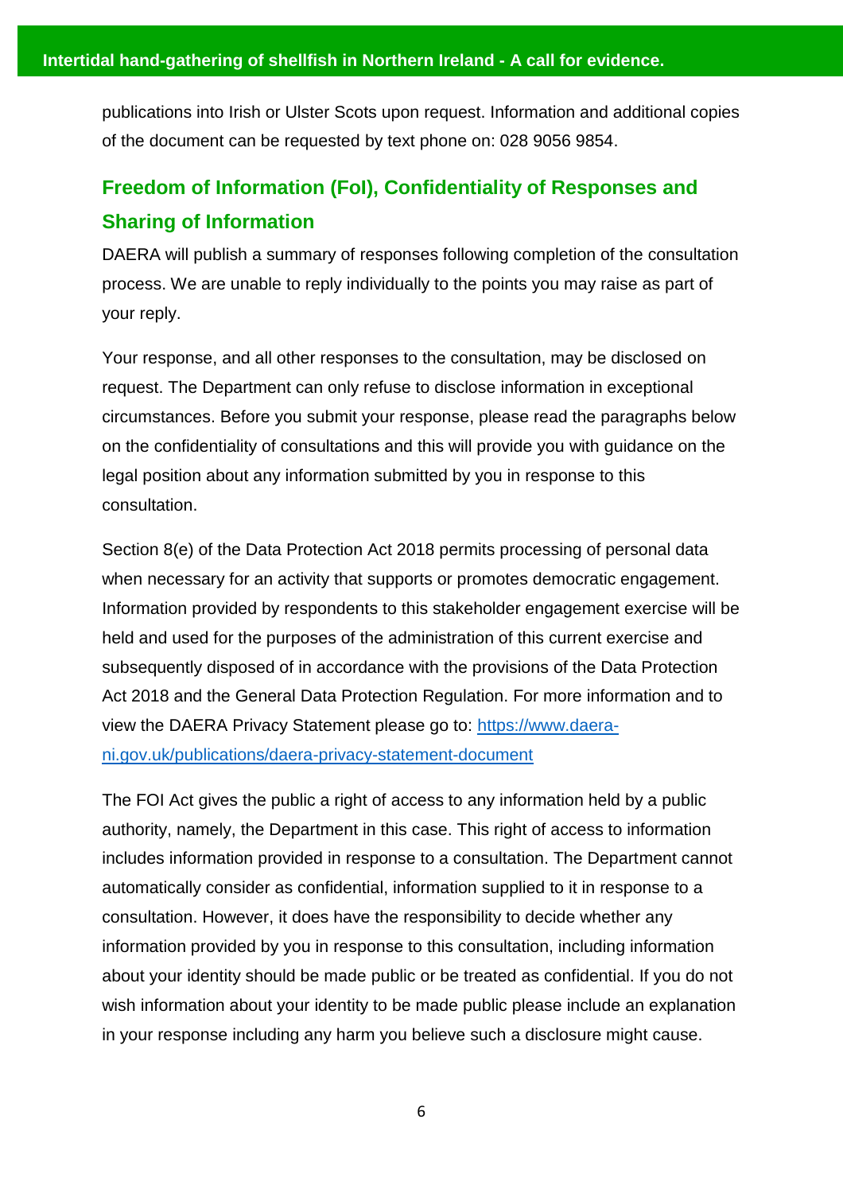publications into Irish or Ulster Scots upon request. Information and additional copies of the document can be requested by text phone on: 028 9056 9854.

## Freedom of Information (FoI), Confidentiality of Responses and Sharing of Information

DAERA will publish a summary of responses following completion of the consultation process. We are unable to reply individually to the points you may raise as part of your reply.

Your response, and all other responses to the consultation, may be disclosed on request. The Department can only refuse to disclose information in exceptional circumstances. Before you submit your response, please read the paragraphs below on the confidentiality of consultations and this will provide you with guidance on the legal position about any information submitted by you in response to this consultation.

Section 8(e) of the Data Protection Act 2018 permits processing of personal data when necessary for an activity that supports or promotes democratic engagement. Information provided by respondents to this stakeholder engagement exercise will be held and used for the purposes of the administration of this current exercise and subsequently disposed of in accordance with the provisions of the Data Protection Act 2018 and the General Data Protection Regulation. For more information and to view the DAERA Privacy Statement please go to: [https://www.daera-ni.gov.uk/publications/daera-privacy-statement-document](https://www.daera-ni.gov.uk/publications/daera-privacy-statement-document)

The FOI Act gives the public a right of access to any information held by a public authority, namely, the Department in this case. This right of access to information includes information provided in response to a consultation. The Department cannot automatically consider as confidential, information supplied to it in response to a consultation. However, it does have the responsibility to decide whether any information provided by you in response to this consultation, including information about your identity should be made public or be treated as confidential. If you do not wish information about your identity to be made public please include an explanation in your response including any harm you believe such a disclosure might cause.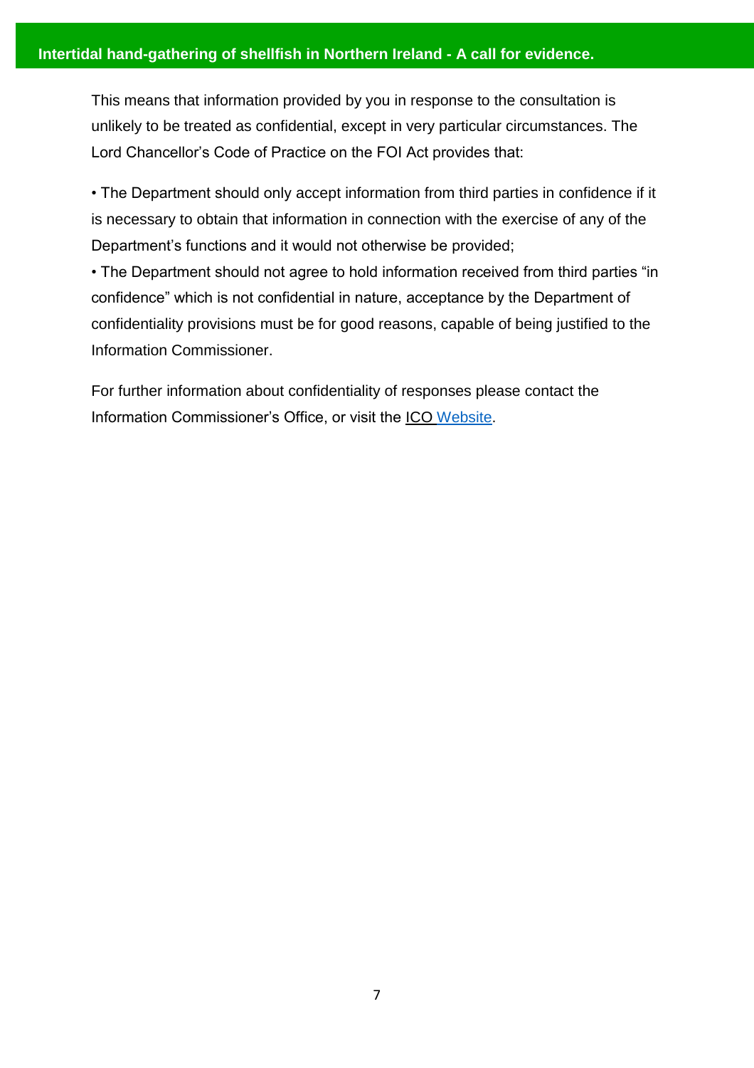This means that information provided by you in response to the consultation is unlikely to be treated as confidential, except in very particular circumstances. The Lord Chancellor's Code of Practice on the FOI Act provides that:

• The Department should only accept information from third parties in confidence if it is necessary to obtain that information in connection with the exercise of any of the Department's functions and it would not otherwise be provided;

• The Department should not agree to hold information received from third parties "in confidence" which is not confidential in nature, acceptance by the Department of confidentiality provisions must be for good reasons, capable of being justified to the Information Commissioner.

For further information about confidentiality of responses please contact the Information Commissioner's Office, or visit the ICO Website.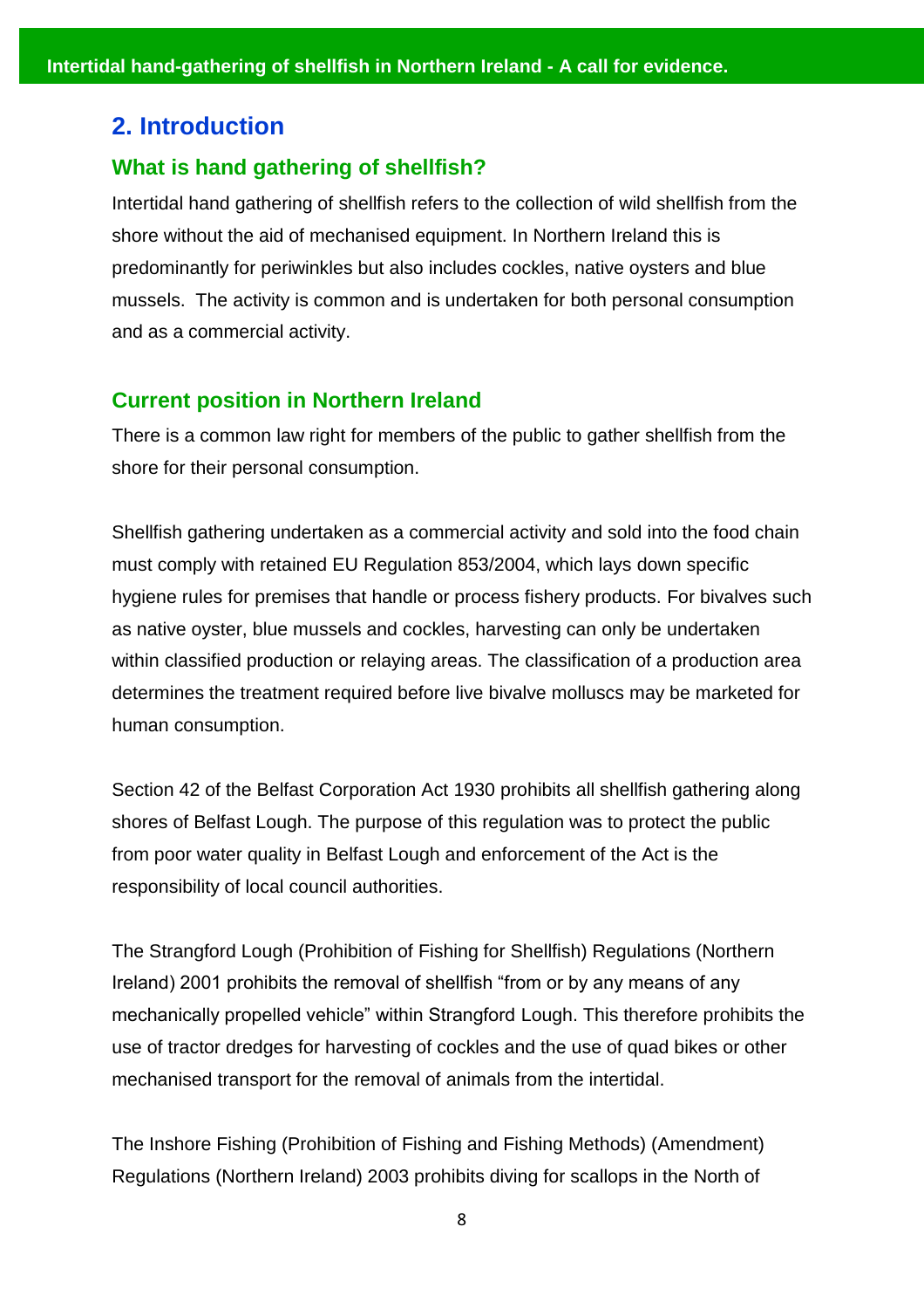## 2. Introduction

### What is hand gathering of shellfish?

Intertidal hand gathering of shellfish refers to the collection of wild shellfish from the shore without the aid of mechanised equipment. In Northern Ireland this is predominantly for periwinkles but also includes cockles, native oysters and blue mussels. The activity is common and is undertaken for both personal consumption and as a commercial activity.

### Current position in Northern Ireland

There is a common law right for members of the public to gather shellfish from the shore for their personal consumption.

Shellfish gathering undertaken as a commercial activity and sold into the food chain must comply with retained EU Regulation 853/2004, which lays down specific hygiene rules for premises that handle or process fishery products. For bivalves such as native oyster, blue mussels and cockles, harvesting can only be undertaken within classified production or relaying areas. The classification of a production area determines the treatment required before live bivalve molluscs may be marketed for human consumption.

Section 42 of the Belfast Corporation Act 1930 prohibits all shellfish gathering along shores of Belfast Lough. The purpose of this regulation was to protect the public from poor water quality in Belfast Lough and enforcement of the Act is the responsibility of local council authorities.

The Strangford Lough (Prohibition of Fishing for Shellfish) Regulations (Northern Ireland) 2001 prohibits the removal of shellfish "from or by any means of any mechanically propelled vehicle" within Strangford Lough. This therefore prohibits the use of tractor dredges for harvesting of cockles and the use of quad bikes or other mechanised transport for the removal of animals from the intertidal.

The Inshore Fishing (Prohibition of Fishing and Fishing Methods) (Amendment) Regulations (Northern Ireland) 2003 prohibits diving for scallops in the North of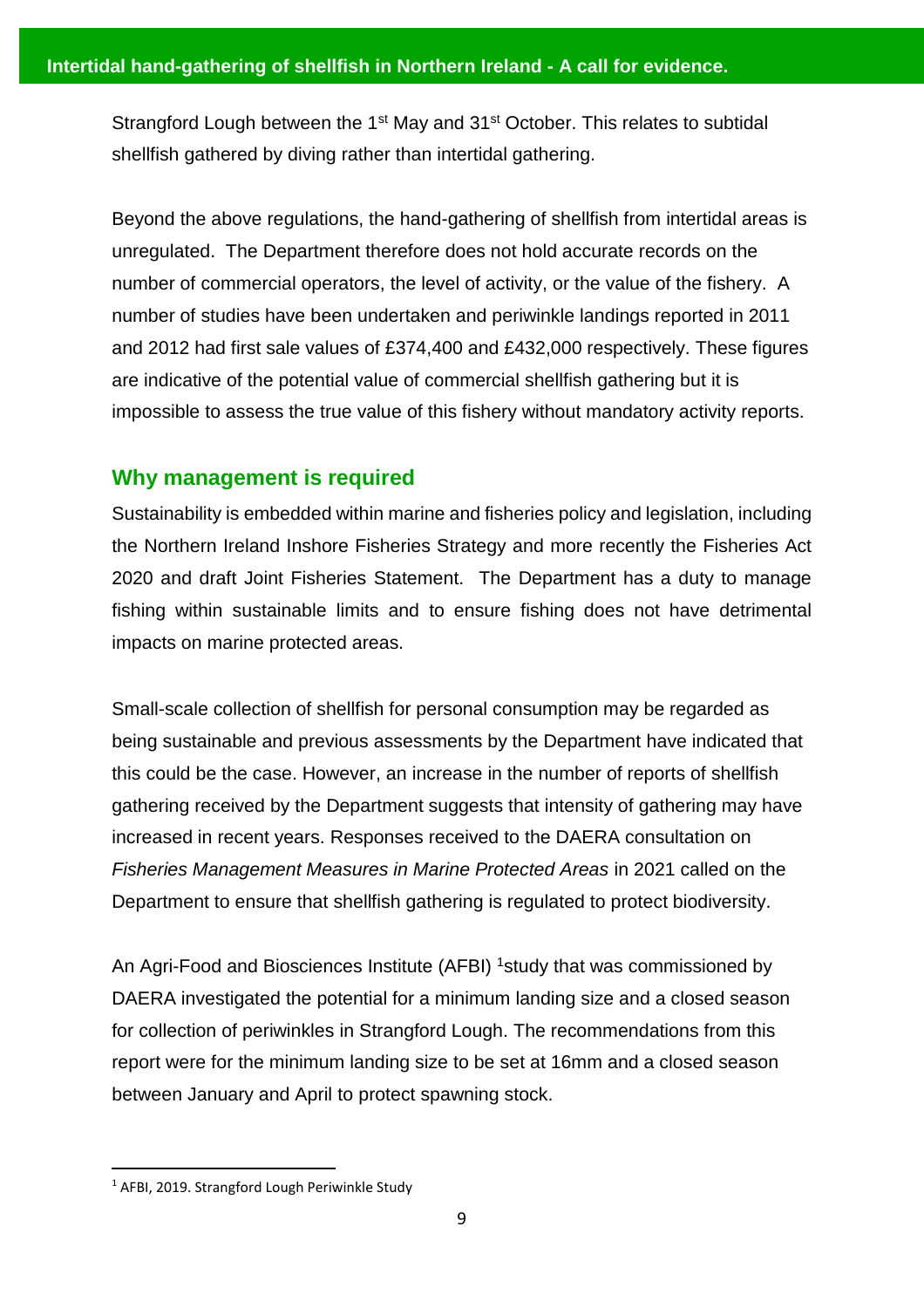Strangford Lough between the 1st May and 31st October. This relates to subtidal shellfish gathered by diving rather than intertidal gathering.

Beyond the above regulations, the hand-gathering of shellfish from intertidal areas is unregulated. The Department therefore does not hold accurate records on the number of commercial operators, the level of activity, or the value of the fishery. A number of studies have been undertaken and periwinkle landings reported in 2011 and 2012 had first sale values of £374,400 and £432,000 respectively. These figures are indicative of the potential value of commercial shellfish gathering but it is impossible to assess the true value of this fishery without mandatory activity reports.

## Why management is required

Sustainability is embedded within marine and fisheries policy and legislation, including the Northern Ireland Inshore Fisheries Strategy and more recently the Fisheries Act 2020 and draft Joint Fisheries Statement. The Department has a duty to manage fishing within sustainable limits and to ensure fishing does not have detrimental impacts on marine protected areas.

Small-scale collection of shellfish for personal consumption may be regarded as being sustainable and previous assessments by the Department have indicated that this could be the case. However, an increase in the number of reports of shellfish gathering received by the Department suggests that intensity of gathering may have increased in recent years. Responses received to the DAERA consultation on *Fisheries Management Measures in Marine Protected Areas* in 2021 called on the Department to ensure that shellfish gathering is regulated to protect biodiversity.

An Agri-Food and Biosciences Institute (AFBI) [1]study that was commissioned by DAERA investigated the potential for a minimum landing size and a closed season for collection of periwinkles in Strangford Lough. The recommendations from this report were for the minimum landing size to be set at 16mm and a closed season between January and April to protect spawning stock.

[1] AFBI, 2019. Strangford Lough Periwinkle Study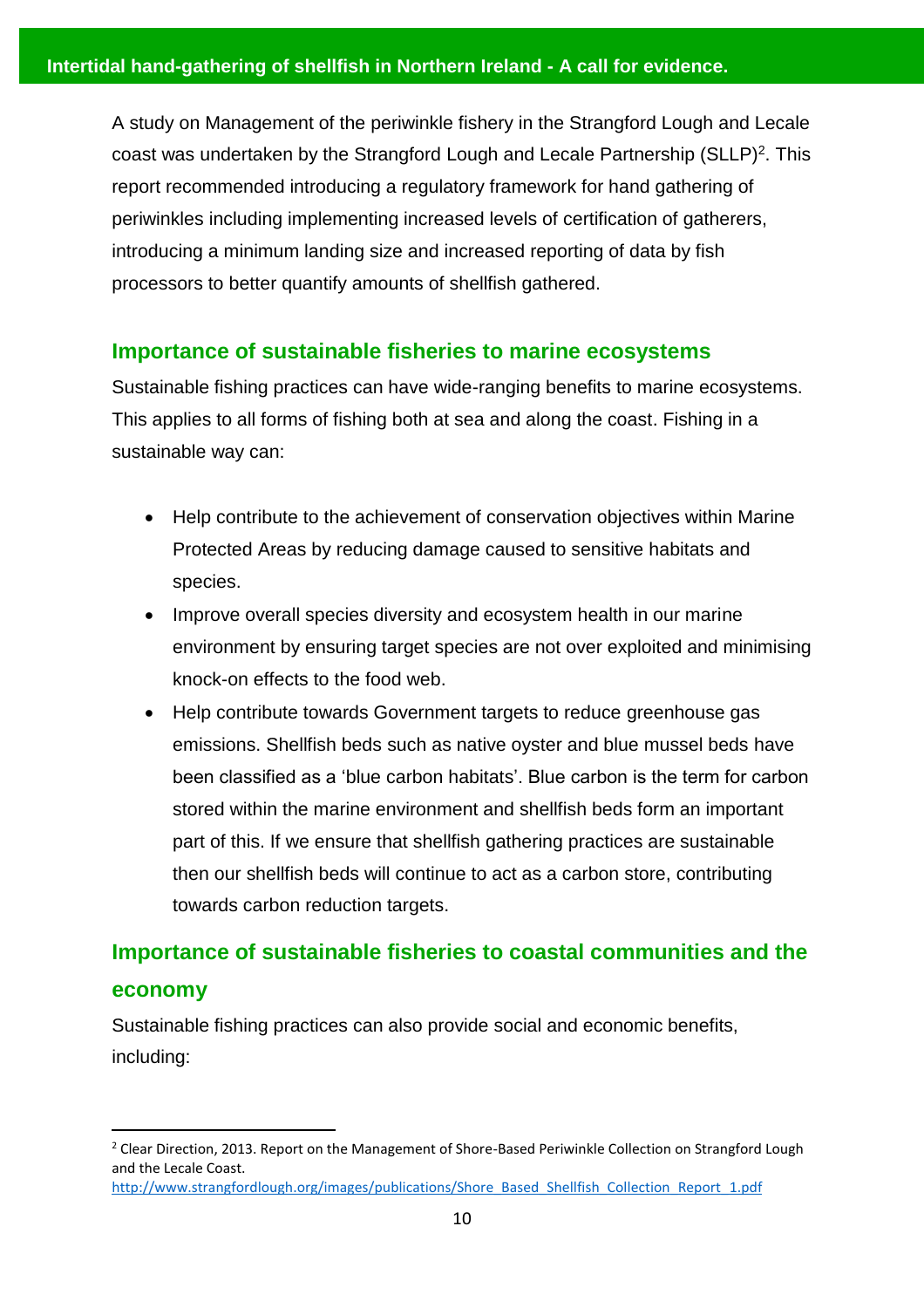A study on Management of the periwinkle fishery in the Strangford Lough and Lecale coast was undertaken by the Strangford Lough and Lecale Partnership (SLLP)[2]. This report recommended introducing a regulatory framework for hand gathering of periwinkles including implementing increased levels of certification of gatherers, introducing a minimum landing size and increased reporting of data by fish processors to better quantify amounts of shellfish gathered.

## Importance of sustainable fisheries to marine ecosystems

Sustainable fishing practices can have wide-ranging benefits to marine ecosystems. This applies to all forms of fishing both at sea and along the coast. Fishing in a sustainable way can:

- Help contribute to the achievement of conservation objectives within Marine Protected Areas by reducing damage caused to sensitive habitats and species.
- Improve overall species diversity and ecosystem health in our marine environment by ensuring target species are not over exploited and minimising knock-on effects to the food web.
- Help contribute towards Government targets to reduce greenhouse gas emissions. Shellfish beds such as native oyster and blue mussel beds have been classified as a 'blue carbon habitats'. Blue carbon is the term for carbon stored within the marine environment and shellfish beds form an important part of this. If we ensure that shellfish gathering practices are sustainable then our shellfish beds will continue to act as a carbon store, contributing towards carbon reduction targets.

## Importance of sustainable fisheries to coastal communities and the economy

Sustainable fishing practices can also provide social and economic benefits, including:

---

[2] Clear Direction, 2013. Report on the Management of Shore-Based Periwinkle Collection on Strangford Lough and the Lecale Coast. http://www.strangfordlough.org/images/publications/Shore_Based_Shellfish_Collection_Report_1.pdf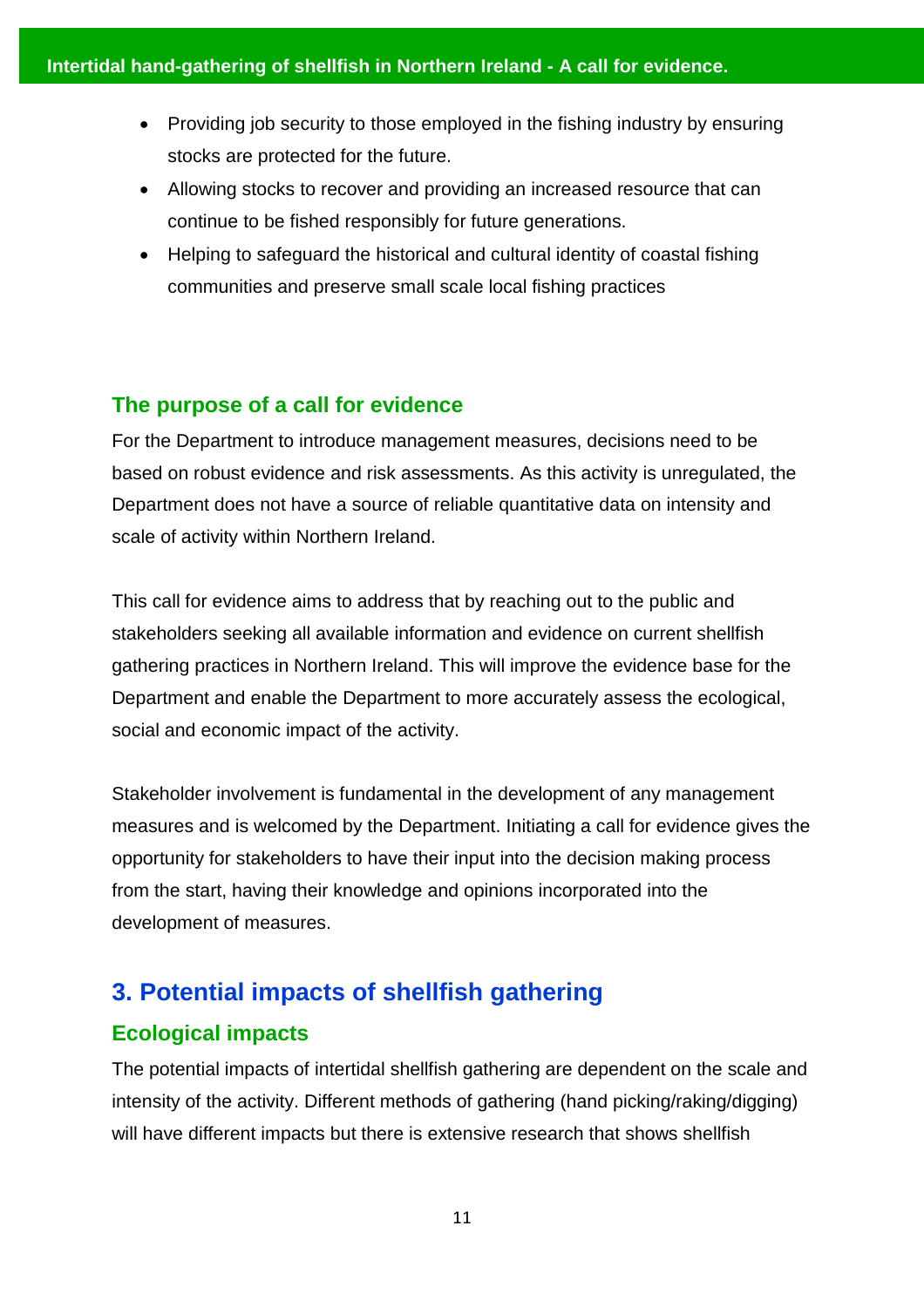- Providing job security to those employed in the fishing industry by ensuring stocks are protected for the future.
- Allowing stocks to recover and providing an increased resource that can continue to be fished responsibly for future generations.
- Helping to safeguard the historical and cultural identity of coastal fishing communities and preserve small scale local fishing practices

### The purpose of a call for evidence

For the Department to introduce management measures, decisions need to be based on robust evidence and risk assessments. As this activity is unregulated, the Department does not have a source of reliable quantitative data on intensity and scale of activity within Northern Ireland.

This call for evidence aims to address that by reaching out to the public and stakeholders seeking all available information and evidence on current shellfish gathering practices in Northern Ireland. This will improve the evidence base for the Department and enable the Department to more accurately assess the ecological, social and economic impact of the activity.

Stakeholder involvement is fundamental in the development of any management measures and is welcomed by the Department. Initiating a call for evidence gives the opportunity for stakeholders to have their input into the decision making process from the start, having their knowledge and opinions incorporated into the development of measures.

## 3. Potential impacts of shellfish gathering

### Ecological impacts

The potential impacts of intertidal shellfish gathering are dependent on the scale and intensity of the activity. Different methods of gathering (hand picking/raking/digging) will have different impacts but there is extensive research that shows shellfish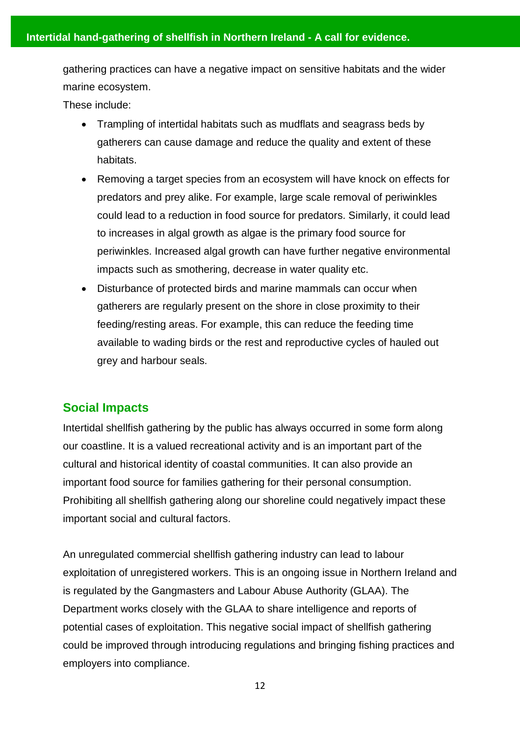gathering practices can have a negative impact on sensitive habitats and the wider marine ecosystem.

These include:

- Trampling of intertidal habitats such as mudflats and seagrass beds by gatherers can cause damage and reduce the quality and extent of these habitats.
- Removing a target species from an ecosystem will have knock on effects for predators and prey alike. For example, large scale removal of periwinkles could lead to a reduction in food source for predators. Similarly, it could lead to increases in algal growth as algae is the primary food source for periwinkles. Increased algal growth can have further negative environmental impacts such as smothering, decrease in water quality etc.
- Disturbance of protected birds and marine mammals can occur when gatherers are regularly present on the shore in close proximity to their feeding/resting areas. For example, this can reduce the feeding time available to wading birds or the rest and reproductive cycles of hauled out grey and harbour seals.

## Social Impacts

Intertidal shellfish gathering by the public has always occurred in some form along our coastline. It is a valued recreational activity and is an important part of the cultural and historical identity of coastal communities. It can also provide an important food source for families gathering for their personal consumption. Prohibiting all shellfish gathering along our shoreline could negatively impact these important social and cultural factors.

An unregulated commercial shellfish gathering industry can lead to labour exploitation of unregistered workers. This is an ongoing issue in Northern Ireland and is regulated by the Gangmasters and Labour Abuse Authority (GLAA). The Department works closely with the GLAA to share intelligence and reports of potential cases of exploitation. This negative social impact of shellfish gathering could be improved through introducing regulations and bringing fishing practices and employers into compliance.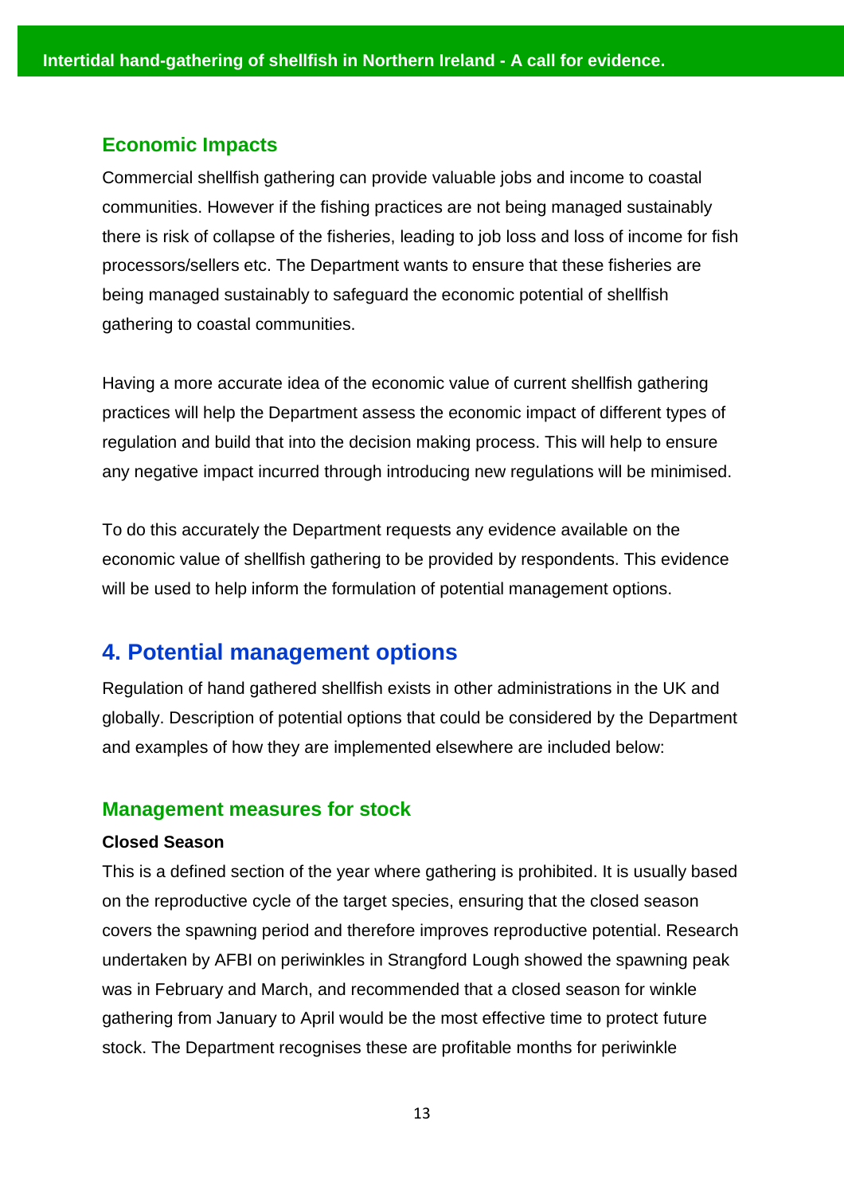### Economic Impacts

Commercial shellfish gathering can provide valuable jobs and income to coastal communities. However if the fishing practices are not being managed sustainably there is risk of collapse of the fisheries, leading to job loss and loss of income for fish processors/sellers etc. The Department wants to ensure that these fisheries are being managed sustainably to safeguard the economic potential of shellfish gathering to coastal communities.

Having a more accurate idea of the economic value of current shellfish gathering practices will help the Department assess the economic impact of different types of regulation and build that into the decision making process. This will help to ensure any negative impact incurred through introducing new regulations will be minimised.

To do this accurately the Department requests any evidence available on the economic value of shellfish gathering to be provided by respondents. This evidence will be used to help inform the formulation of potential management options.

## 4. Potential management options

Regulation of hand gathered shellfish exists in other administrations in the UK and globally. Description of potential options that could be considered by the Department and examples of how they are implemented elsewhere are included below:

### Management measures for stock

**Closed Season**

This is a defined section of the year where gathering is prohibited. It is usually based on the reproductive cycle of the target species, ensuring that the closed season covers the spawning period and therefore improves reproductive potential. Research undertaken by AFBI on periwinkles in Strangford Lough showed the spawning peak was in February and March, and recommended that a closed season for winkle gathering from January to April would be the most effective time to protect future stock. The Department recognises these are profitable months for periwinkle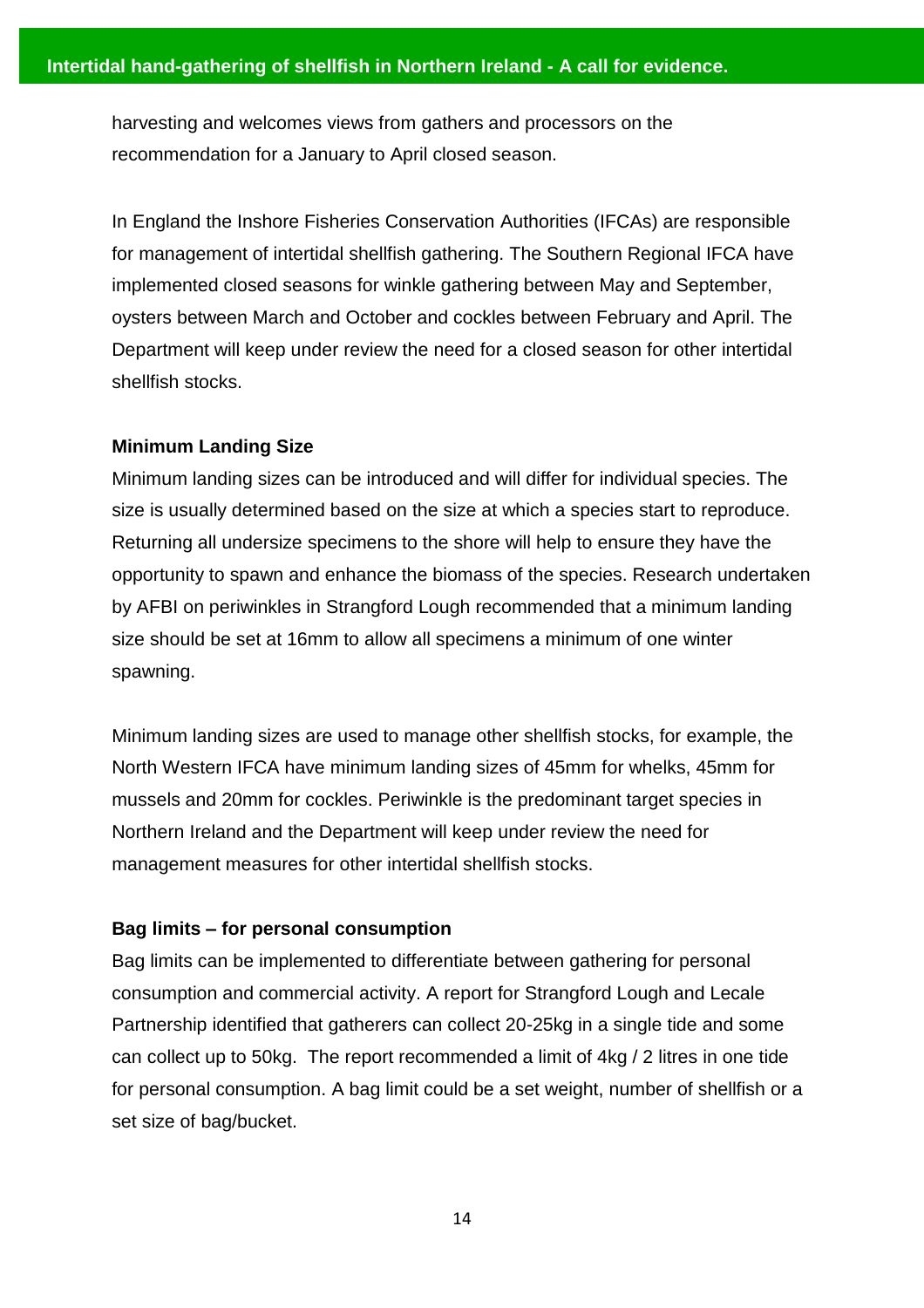harvesting and welcomes views from gathers and processors on the recommendation for a January to April closed season.

In England the Inshore Fisheries Conservation Authorities (IFCAs) are responsible for management of intertidal shellfish gathering. The Southern Regional IFCA have implemented closed seasons for winkle gathering between May and September, oysters between March and October and cockles between February and April. The Department will keep under review the need for a closed season for other intertidal shellfish stocks.

**Minimum Landing Size**

Minimum landing sizes can be introduced and will differ for individual species. The size is usually determined based on the size at which a species start to reproduce. Returning all undersize specimens to the shore will help to ensure they have the opportunity to spawn and enhance the biomass of the species. Research undertaken by AFBI on periwinkles in Strangford Lough recommended that a minimum landing size should be set at 16mm to allow all specimens a minimum of one winter spawning.

Minimum landing sizes are used to manage other shellfish stocks, for example, the North Western IFCA have minimum landing sizes of 45mm for whelks, 45mm for mussels and 20mm for cockles. Periwinkle is the predominant target species in Northern Ireland and the Department will keep under review the need for management measures for other intertidal shellfish stocks.

**Bag limits – for personal consumption**

Bag limits can be implemented to differentiate between gathering for personal consumption and commercial activity. A report for Strangford Lough and Lecale Partnership identified that gatherers can collect 20-25kg in a single tide and some can collect up to 50kg. The report recommended a limit of 4kg / 2 litres in one tide for personal consumption. A bag limit could be a set weight, number of shellfish or a set size of bag/bucket.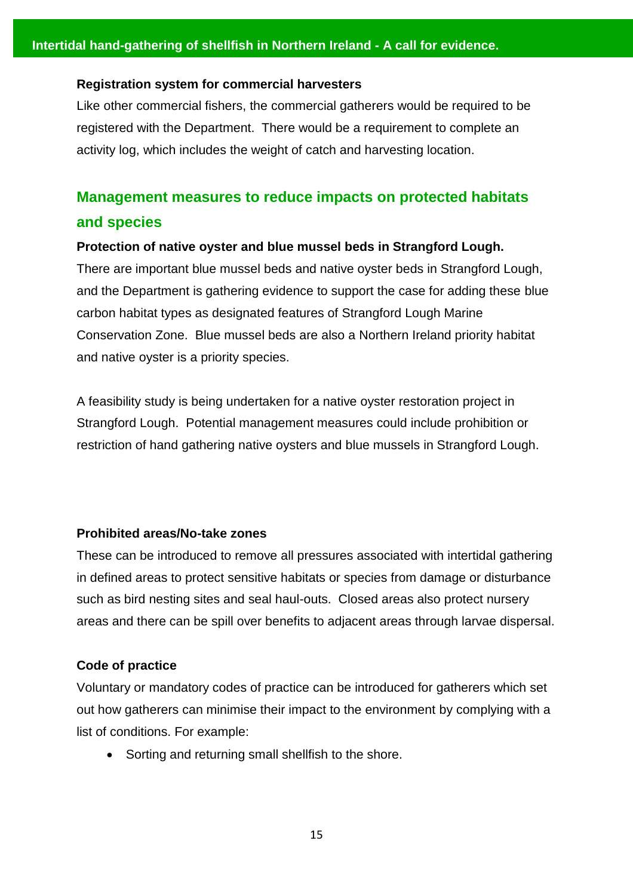**Registration system for commercial harvesters**

Like other commercial fishers, the commercial gatherers would be required to be registered with the Department. There would be a requirement to complete an activity log, which includes the weight of catch and harvesting location.

## Management measures to reduce impacts on protected habitats and species

**Protection of native oyster and blue mussel beds in Strangford Lough.**

There are important blue mussel beds and native oyster beds in Strangford Lough, and the Department is gathering evidence to support the case for adding these blue carbon habitat types as designated features of Strangford Lough Marine Conservation Zone. Blue mussel beds are also a Northern Ireland priority habitat and native oyster is a priority species.

A feasibility study is being undertaken for a native oyster restoration project in Strangford Lough. Potential management measures could include prohibition or restriction of hand gathering native oysters and blue mussels in Strangford Lough.

**Prohibited areas/No-take zones**

These can be introduced to remove all pressures associated with intertidal gathering in defined areas to protect sensitive habitats or species from damage or disturbance such as bird nesting sites and seal haul-outs. Closed areas also protect nursery areas and there can be spill over benefits to adjacent areas through larvae dispersal.

**Code of practice**

Voluntary or mandatory codes of practice can be introduced for gatherers which set out how gatherers can minimise their impact to the environment by complying with a list of conditions. For example:

- Sorting and returning small shellfish to the shore.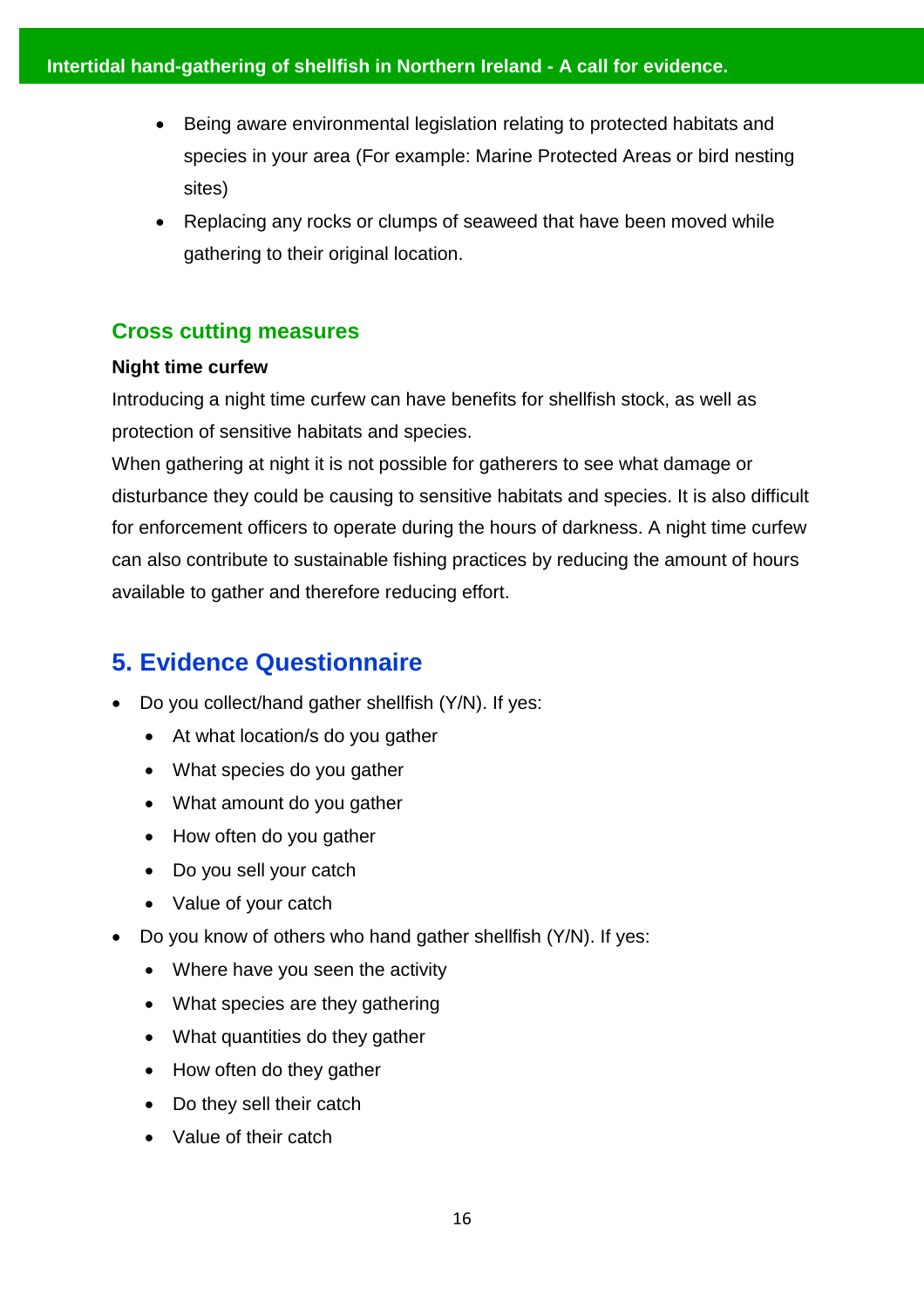- Being aware environmental legislation relating to protected habitats and species in your area (For example: Marine Protected Areas or bird nesting sites)
- Replacing any rocks or clumps of seaweed that have been moved while gathering to their original location.

### Cross cutting measures

**Night time curfew**

Introducing a night time curfew can have benefits for shellfish stock, as well as protection of sensitive habitats and species.
When gathering at night it is not possible for gatherers to see what damage or disturbance they could be causing to sensitive habitats and species. It is also difficult for enforcement officers to operate during the hours of darkness. A night time curfew can also contribute to sustainable fishing practices by reducing the amount of hours available to gather and therefore reducing effort.

## 5. Evidence Questionnaire

- Do you collect/hand gather shellfish (Y/N). If yes:
  - At what location/s do you gather
  - What species do you gather
  - What amount do you gather
  - How often do you gather
  - Do you sell your catch
  - Value of your catch
- Do you know of others who hand gather shellfish (Y/N). If yes:
  - Where have you seen the activity
  - What species are they gathering
  - What quantities do they gather
  - How often do they gather
  - Do they sell their catch
  - Value of their catch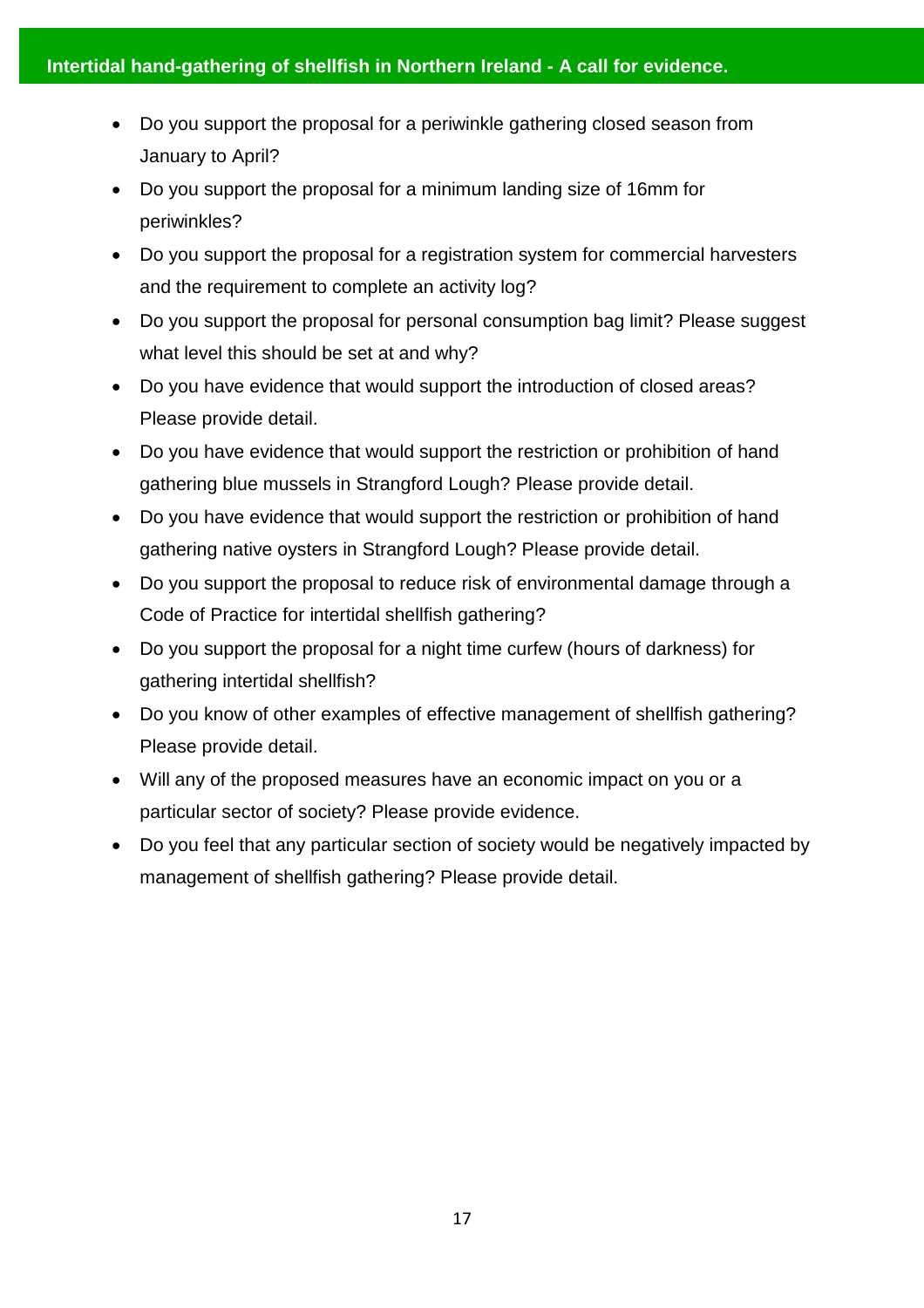- Do you support the proposal for a periwinkle gathering closed season from January to April?
- Do you support the proposal for a minimum landing size of 16mm for periwinkles?
- Do you support the proposal for a registration system for commercial harvesters and the requirement to complete an activity log?
- Do you support the proposal for personal consumption bag limit? Please suggest what level this should be set at and why?
- Do you have evidence that would support the introduction of closed areas? Please provide detail.
- Do you have evidence that would support the restriction or prohibition of hand gathering blue mussels in Strangford Lough? Please provide detail.
- Do you have evidence that would support the restriction or prohibition of hand gathering native oysters in Strangford Lough? Please provide detail.
- Do you support the proposal to reduce risk of environmental damage through a Code of Practice for intertidal shellfish gathering?
- Do you support the proposal for a night time curfew (hours of darkness) for gathering intertidal shellfish?
- Do you know of other examples of effective management of shellfish gathering? Please provide detail.
- Will any of the proposed measures have an economic impact on you or a particular sector of society? Please provide evidence.
- Do you feel that any particular section of society would be negatively impacted by management of shellfish gathering? Please provide detail.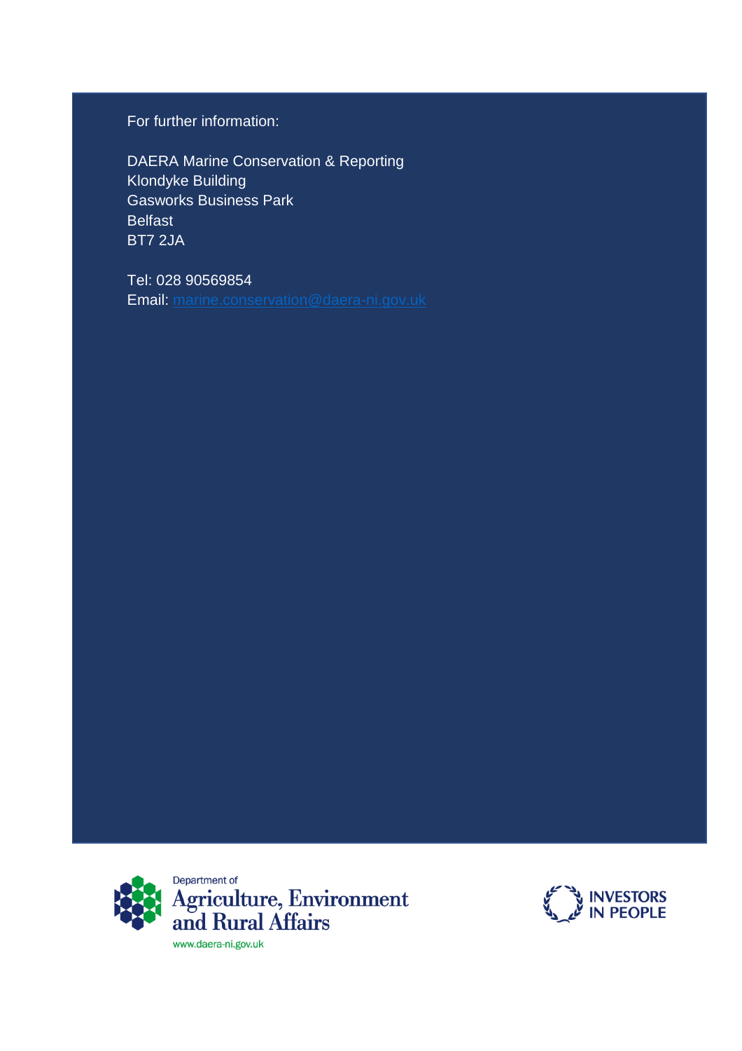For further information:

DAERA Marine Conservation & Reporting
Klondyke Building
Gasworks Business Park
Belfast
BT7 2JA

Tel: 028 90569854
Email: marine.conservation@daera-ni.gov.uk

Department of
Agriculture, Environment
and Rural Affairs
www.daera-ni.gov.uk

INVESTORS
IN PEOPLE